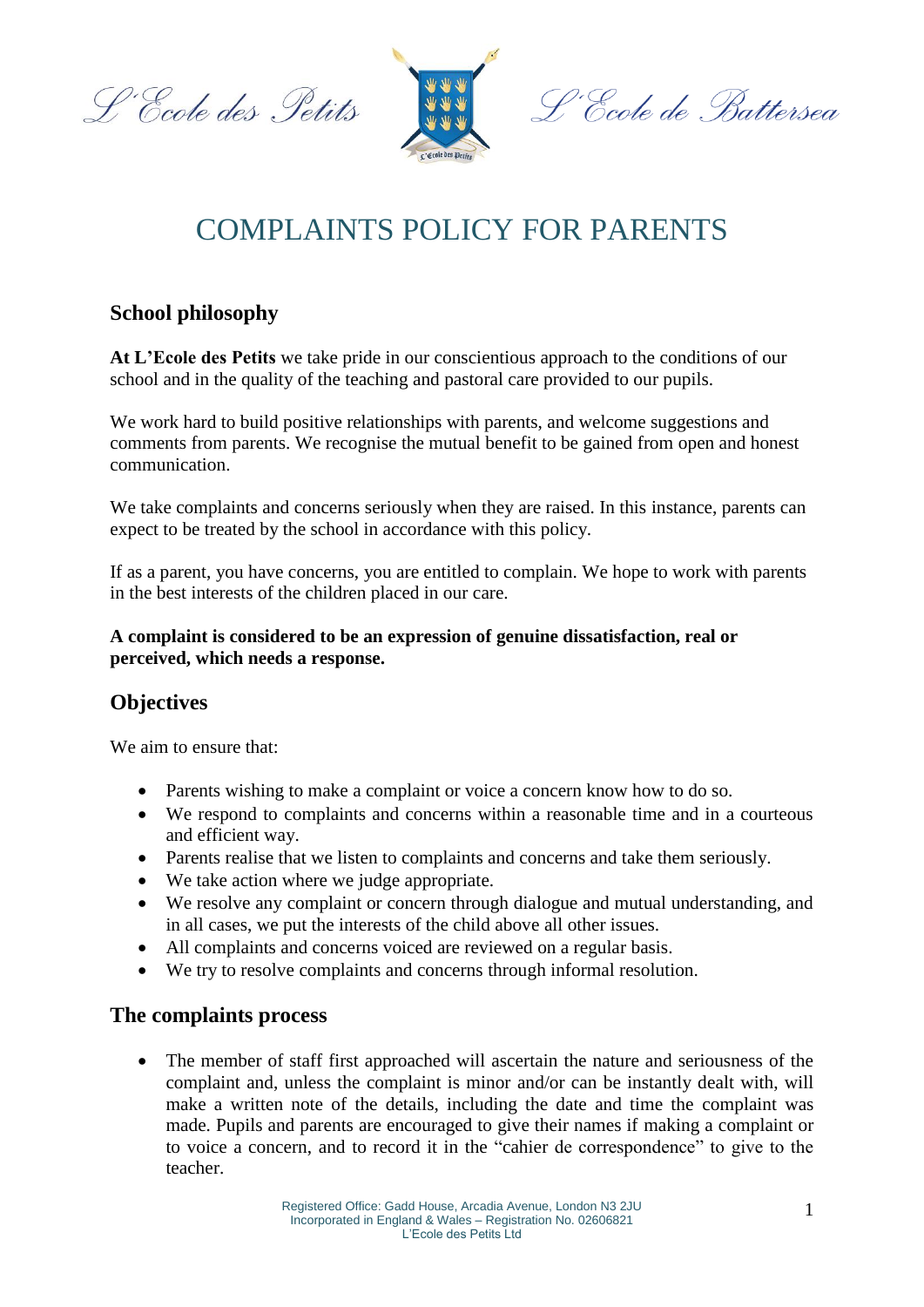L'Ecole des Petits L'Ecole de Battersea

# COMPLAINTS POLICY FOR PARENTS

## School philosophy

**At L'Ecole des Petits** we take pride in our conscientious approach to the conditions of our school and in the quality of the teaching and pastoral care provided to our pupils.

We work hard to build positive relationships with parents, and welcome suggestions and comments from parents. We recognise the mutual benefit to be gained from open and honest communication.

We take complaints and concerns seriously when they are raised. In this instance, parents can expect to be treated by the school in accordance with this policy.

If as a parent, you have concerns, you are entitled to complain. We hope to work with parents in the best interests of the children placed in our care.

**A complaint is considered to be an expression of genuine dissatisfaction, real or perceived, which needs a response.**

## Objectives

We aim to ensure that:

- Parents wishing to make a complaint or voice a concern know how to do so.
- We respond to complaints and concerns within a reasonable time and in a courteous and efficient way.
- Parents realise that we listen to complaints and concerns and take them seriously.
- We take action where we judge appropriate.
- We resolve any complaint or concern through dialogue and mutual understanding, and in all cases, we put the interests of the child above all other issues.
- All complaints and concerns voiced are reviewed on a regular basis.
- We try to resolve complaints and concerns through informal resolution.

## The complaints process

- The member of staff first approached will ascertain the nature and seriousness of the complaint and, unless the complaint is minor and/or can be instantly dealt with, will make a written note of the details, including the date and time the complaint was made. Pupils and parents are encouraged to give their names if making a complaint or to voice a concern, and to record it in the "cahier de correspondence" to give to the teacher.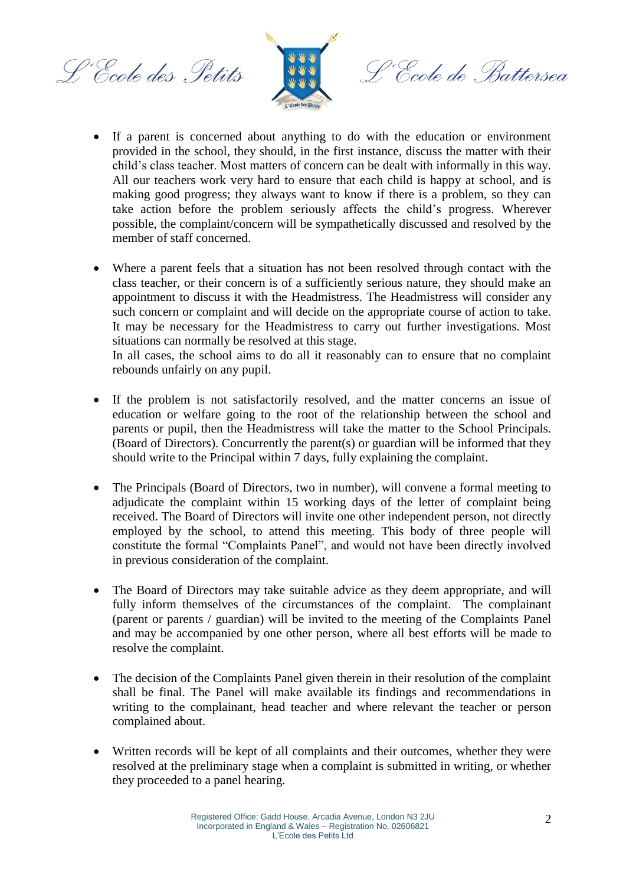- If a parent is concerned about anything to do with the education or environment provided in the school, they should, in the first instance, discuss the matter with their child's class teacher. Most matters of concern can be dealt with informally in this way. All our teachers work very hard to ensure that each child is happy at school, and is making good progress; they always want to know if there is a problem, so they can take action before the problem seriously affects the child's progress. Wherever possible, the complaint/concern will be sympathetically discussed and resolved by the member of staff concerned.

- Where a parent feels that a situation has not been resolved through contact with the class teacher, or their concern is of a sufficiently serious nature, they should make an appointment to discuss it with the Headmistress. The Headmistress will consider any such concern or complaint and will decide on the appropriate course of action to take. It may be necessary for the Headmistress to carry out further investigations. Most situations can normally be resolved at this stage.
  In all cases, the school aims to do all it reasonably can to ensure that no complaint rebounds unfairly on any pupil.

- If the problem is not satisfactorily resolved, and the matter concerns an issue of education or welfare going to the root of the relationship between the school and parents or pupil, then the Headmistress will take the matter to the School Principals. (Board of Directors). Concurrently the parent(s) or guardian will be informed that they should write to the Principal within 7 days, fully explaining the complaint.

- The Principals (Board of Directors, two in number), will convene a formal meeting to adjudicate the complaint within 15 working days of the letter of complaint being received. The Board of Directors will invite one other independent person, not directly employed by the school, to attend this meeting. This body of three people will constitute the formal "Complaints Panel", and would not have been directly involved in previous consideration of the complaint.

- The Board of Directors may take suitable advice as they deem appropriate, and will fully inform themselves of the circumstances of the complaint. The complainant (parent or parents / guardian) will be invited to the meeting of the Complaints Panel and may be accompanied by one other person, where all best efforts will be made to resolve the complaint.

- The decision of the Complaints Panel given therein in their resolution of the complaint shall be final. The Panel will make available its findings and recommendations in writing to the complainant, head teacher and where relevant the teacher or person complained about.

- Written records will be kept of all complaints and their outcomes, whether they were resolved at the preliminary stage when a complaint is submitted in writing, or whether they proceeded to a panel hearing.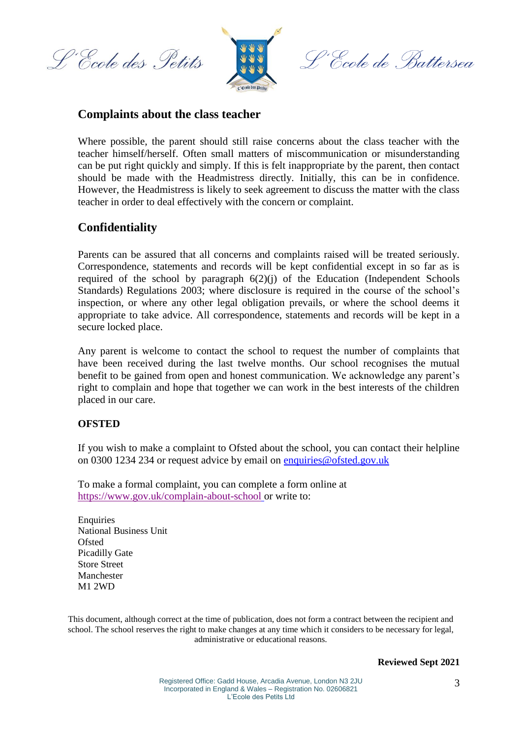## Complaints about the class teacher

Where possible, the parent should still raise concerns about the class teacher with the teacher himself/herself. Often small matters of miscommunication or misunderstanding can be put right quickly and simply. If this is felt inappropriate by the parent, then contact should be made with the Headmistress directly. Initially, this can be in confidence. However, the Headmistress is likely to seek agreement to discuss the matter with the class teacher in order to deal effectively with the concern or complaint.

## Confidentiality

Parents can be assured that all concerns and complaints raised will be treated seriously. Correspondence, statements and records will be kept confidential except in so far as is required of the school by paragraph 6(2)(j) of the Education (Independent Schools Standards) Regulations 2003; where disclosure is required in the course of the school's inspection, or where any other legal obligation prevails, or where the school deems it appropriate to take advice. All correspondence, statements and records will be kept in a secure locked place.

Any parent is welcome to contact the school to request the number of complaints that have been received during the last twelve months. Our school recognises the mutual benefit to be gained from open and honest communication. We acknowledge any parent's right to complain and hope that together we can work in the best interests of the children placed in our care.

**OFSTED**

If you wish to make a complaint to Ofsted about the school, you can contact their helpline on 0300 1234 234 or request advice by email on enquiries@ofsted.gov.uk

To make a formal complaint, you can complete a form online at https://www.gov.uk/complain-about-school or write to:

Enquiries
National Business Unit
Ofsted
Picadilly Gate
Store Street
Manchester
M1 2WD

This document, although correct at the time of publication, does not form a contract between the recipient and school. The school reserves the right to make changes at any time which it considers to be necessary for legal, administrative or educational reasons.

**Reviewed Sept 2021**

Registered Office: Gadd House, Arcadia Avenue, London N3 2JU
Incorporated in England & Wales – Registration No. 02606821
L'Ecole des Petits Ltd